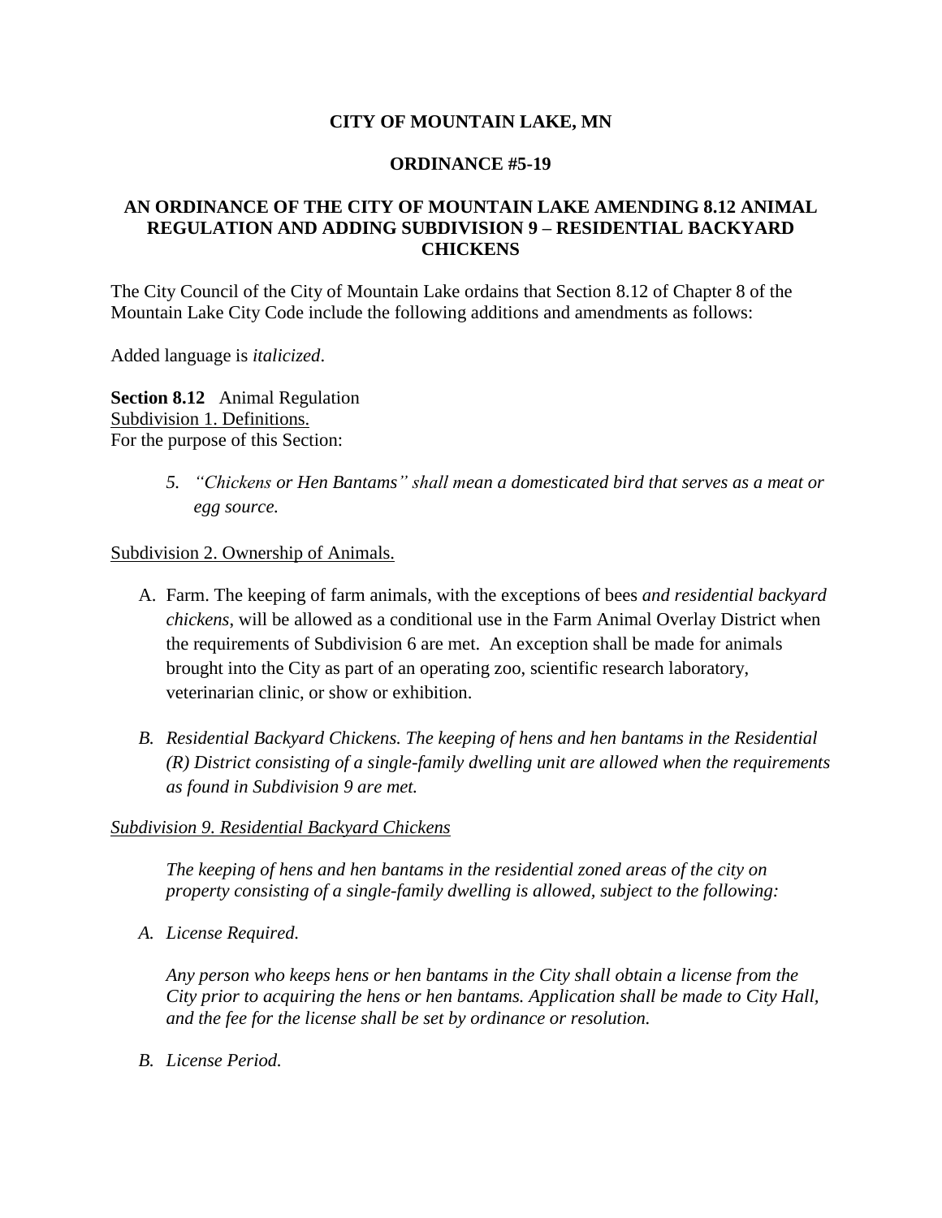**CITY OF MOUNTAIN LAKE, MN**

**ORDINANCE #5-19**

**AN ORDINANCE OF THE CITY OF MOUNTAIN LAKE AMENDING 8.12 ANIMAL REGULATION AND ADDING SUBDIVISION 9 – RESIDENTIAL BACKYARD CHICKENS**

The City Council of the City of Mountain Lake ordains that Section 8.12 of Chapter 8 of the Mountain Lake City Code include the following additions and amendments as follows:

Added language is *italicized*.

**Section 8.12** Animal Regulation
Subdivision 1. Definitions.
For the purpose of this Section:

5. *"Chickens or Hen Bantams" shall mean a domesticated bird that serves as a meat or egg source.*

Subdivision 2. Ownership of Animals.

A. Farm. The keeping of farm animals, with the exceptions of bees *and residential backyard chickens*, will be allowed as a conditional use in the Farm Animal Overlay District when the requirements of Subdivision 6 are met. An exception shall be made for animals brought into the City as part of an operating zoo, scientific research laboratory, veterinarian clinic, or show or exhibition.

*B. Residential Backyard Chickens. The keeping of hens and hen bantams in the Residential (R) District consisting of a single-family dwelling unit are allowed when the requirements as found in Subdivision 9 are met.*

*Subdivision 9. Residential Backyard Chickens*

*The keeping of hens and hen bantams in the residential zoned areas of the city on property consisting of a single-family dwelling is allowed, subject to the following:*

*A. License Required.*

*Any person who keeps hens or hen bantams in the City shall obtain a license from the City prior to acquiring the hens or hen bantams. Application shall be made to City Hall, and the fee for the license shall be set by ordinance or resolution.*

*B. License Period.*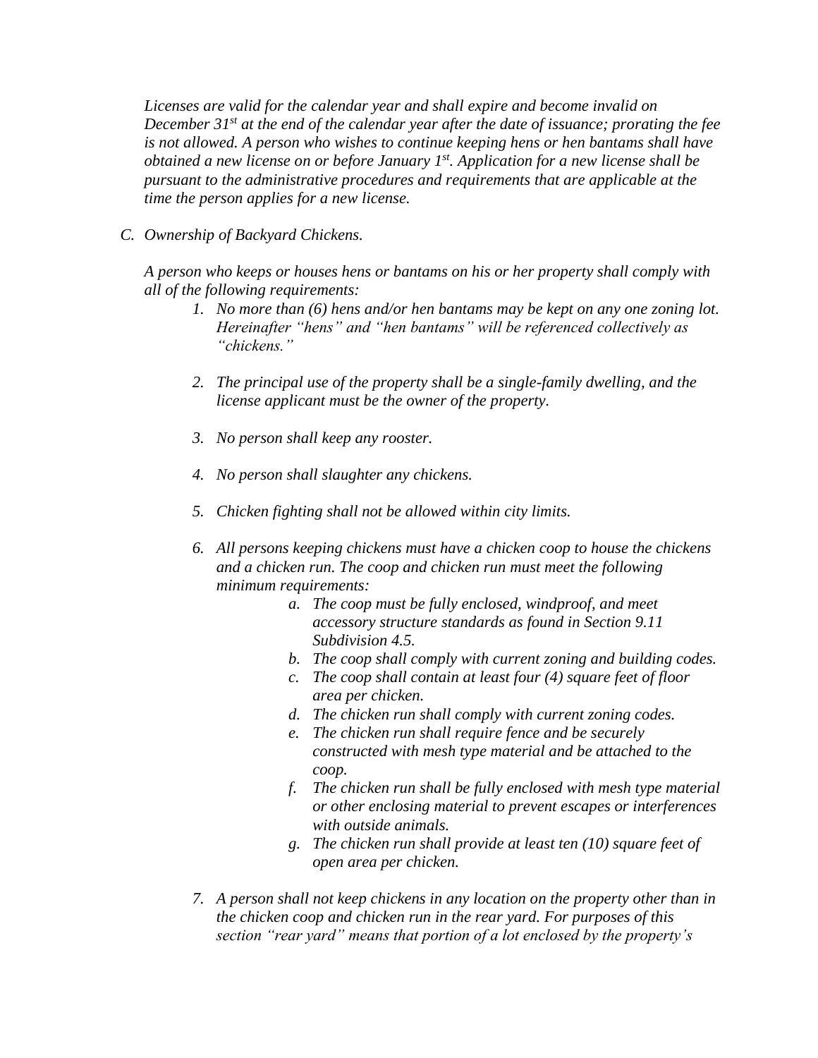*Licenses are valid for the calendar year and shall expire and become invalid on December 31st at the end of the calendar year after the date of issuance; prorating the fee is not allowed. A person who wishes to continue keeping hens or hen bantams shall have obtained a new license on or before January 1st. Application for a new license shall be pursuant to the administrative procedures and requirements that are applicable at the time the person applies for a new license.*

C. *Ownership of Backyard Chickens.*

*A person who keeps or houses hens or bantams on his or her property shall comply with all of the following requirements:*

1. *No more than (6) hens and/or hen bantams may be kept on any one zoning lot. Hereinafter "hens" and "hen bantams" will be referenced collectively as "chickens."*

2. *The principal use of the property shall be a single-family dwelling, and the license applicant must be the owner of the property.*

3. *No person shall keep any rooster.*

4. *No person shall slaughter any chickens.*

5. *Chicken fighting shall not be allowed within city limits.*

6. *All persons keeping chickens must have a chicken coop to house the chickens and a chicken run. The coop and chicken run must meet the following minimum requirements:*
   a. *The coop must be fully enclosed, windproof, and meet accessory structure standards as found in Section 9.11 Subdivision 4.5.*
   b. *The coop shall comply with current zoning and building codes.*
   c. *The coop shall contain at least four (4) square feet of floor area per chicken.*
   d. *The chicken run shall comply with current zoning codes.*
   e. *The chicken run shall require fence and be securely constructed with mesh type material and be attached to the coop.*
   f. *The chicken run shall be fully enclosed with mesh type material or other enclosing material to prevent escapes or interferences with outside animals.*
   g. *The chicken run shall provide at least ten (10) square feet of open area per chicken.*

7. *A person shall not keep chickens in any location on the property other than in the chicken coop and chicken run in the rear yard. For purposes of this section "rear yard" means that portion of a lot enclosed by the property's*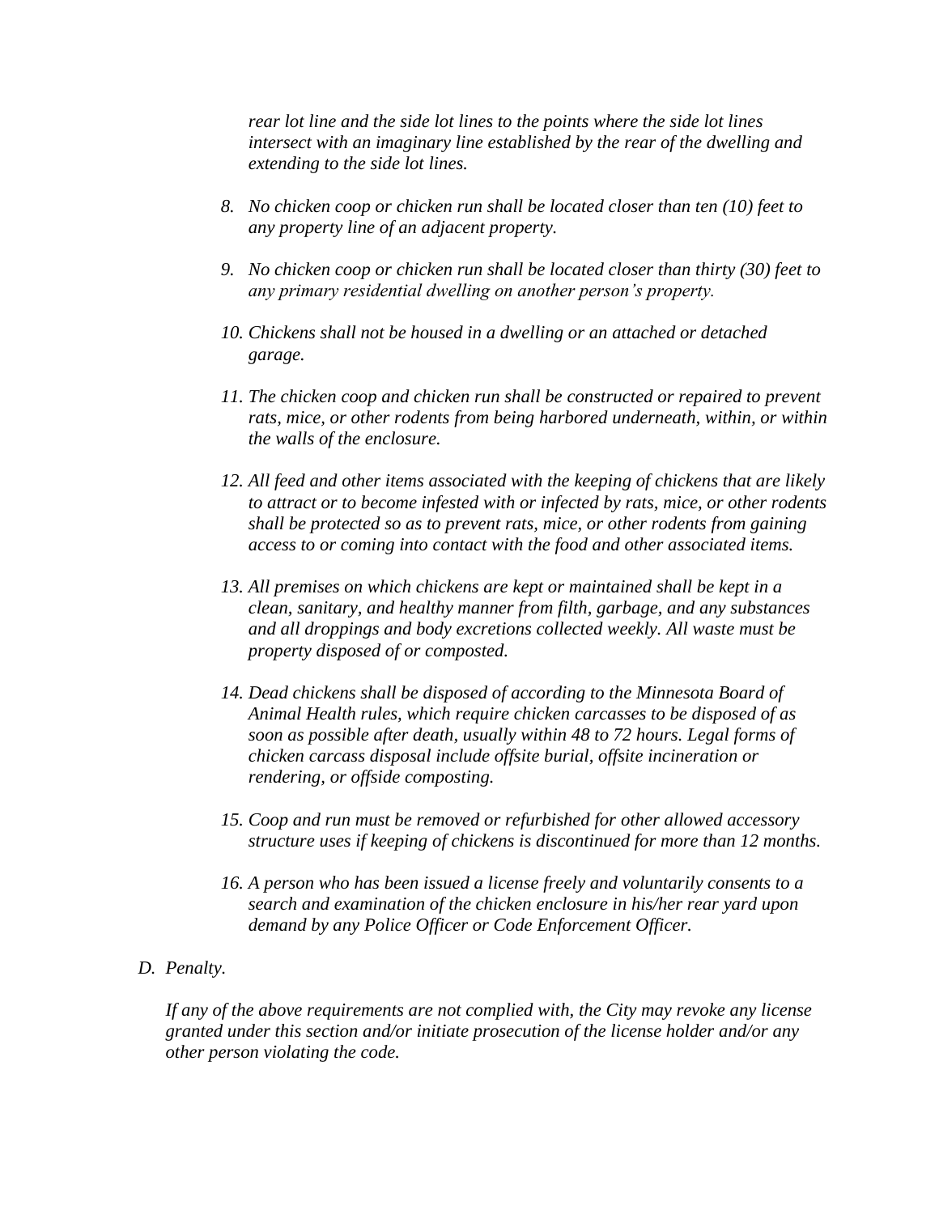*rear lot line and the side lot lines to the points where the side lot lines intersect with an imaginary line established by the rear of the dwelling and extending to the side lot lines.*

8. *No chicken coop or chicken run shall be located closer than ten (10) feet to any property line of an adjacent property.*

9. *No chicken coop or chicken run shall be located closer than thirty (30) feet to any primary residential dwelling on another person's property.*

10. *Chickens shall not be housed in a dwelling or an attached or detached garage.*

11. *The chicken coop and chicken run shall be constructed or repaired to prevent rats, mice, or other rodents from being harbored underneath, within, or within the walls of the enclosure.*

12. *All feed and other items associated with the keeping of chickens that are likely to attract or to become infested with or infected by rats, mice, or other rodents shall be protected so as to prevent rats, mice, or other rodents from gaining access to or coming into contact with the food and other associated items.*

13. *All premises on which chickens are kept or maintained shall be kept in a clean, sanitary, and healthy manner from filth, garbage, and any substances and all droppings and body excretions collected weekly. All waste must be property disposed of or composted.*

14. *Dead chickens shall be disposed of according to the Minnesota Board of Animal Health rules, which require chicken carcasses to be disposed of as soon as possible after death, usually within 48 to 72 hours. Legal forms of chicken carcass disposal include offsite burial, offsite incineration or rendering, or offside composting.*

15. *Coop and run must be removed or refurbished for other allowed accessory structure uses if keeping of chickens is discontinued for more than 12 months.*

16. *A person who has been issued a license freely and voluntarily consents to a search and examination of the chicken enclosure in his/her rear yard upon demand by any Police Officer or Code Enforcement Officer.*

D. *Penalty.*

*If any of the above requirements are not complied with, the City may revoke any license granted under this section and/or initiate prosecution of the license holder and/or any other person violating the code.*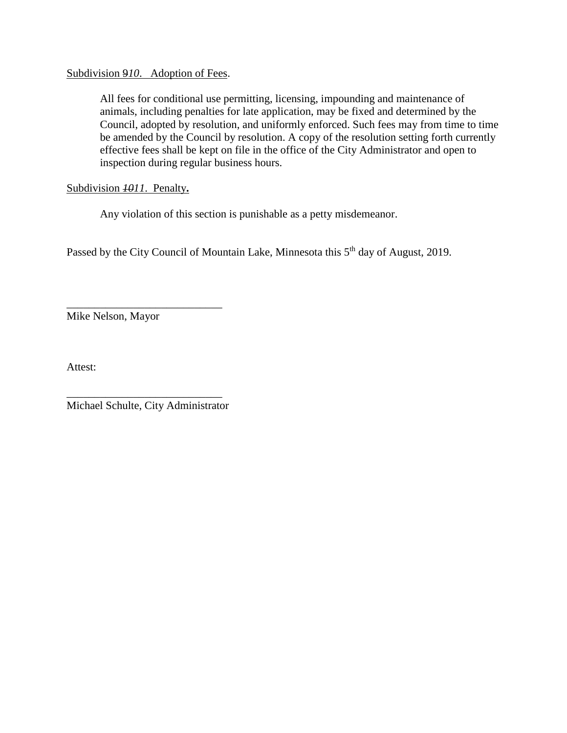Subdivision ~~9~~*10*. Adoption of Fees.

All fees for conditional use permitting, licensing, impounding and maintenance of animals, including penalties for late application, may be fixed and determined by the Council, adopted by resolution, and uniformly enforced. Such fees may from time to time be amended by the Council by resolution. A copy of the resolution setting forth currently effective fees shall be kept on file in the office of the City Administrator and open to inspection during regular business hours.

Subdivision ~~*10*~~*11*. Penalty**.**

Any violation of this section is punishable as a petty misdemeanor.

Passed by the City Council of Mountain Lake, Minnesota this 5th day of August, 2019.

\_\_\_\_\_\_\_\_\_\_\_\_\_\_\_\_\_\_\_\_\_\_\_\_\_\_\_\_
Mike Nelson, Mayor

Attest:

\_\_\_\_\_\_\_\_\_\_\_\_\_\_\_\_\_\_\_\_\_\_\_\_\_\_\_\_
Michael Schulte, City Administrator